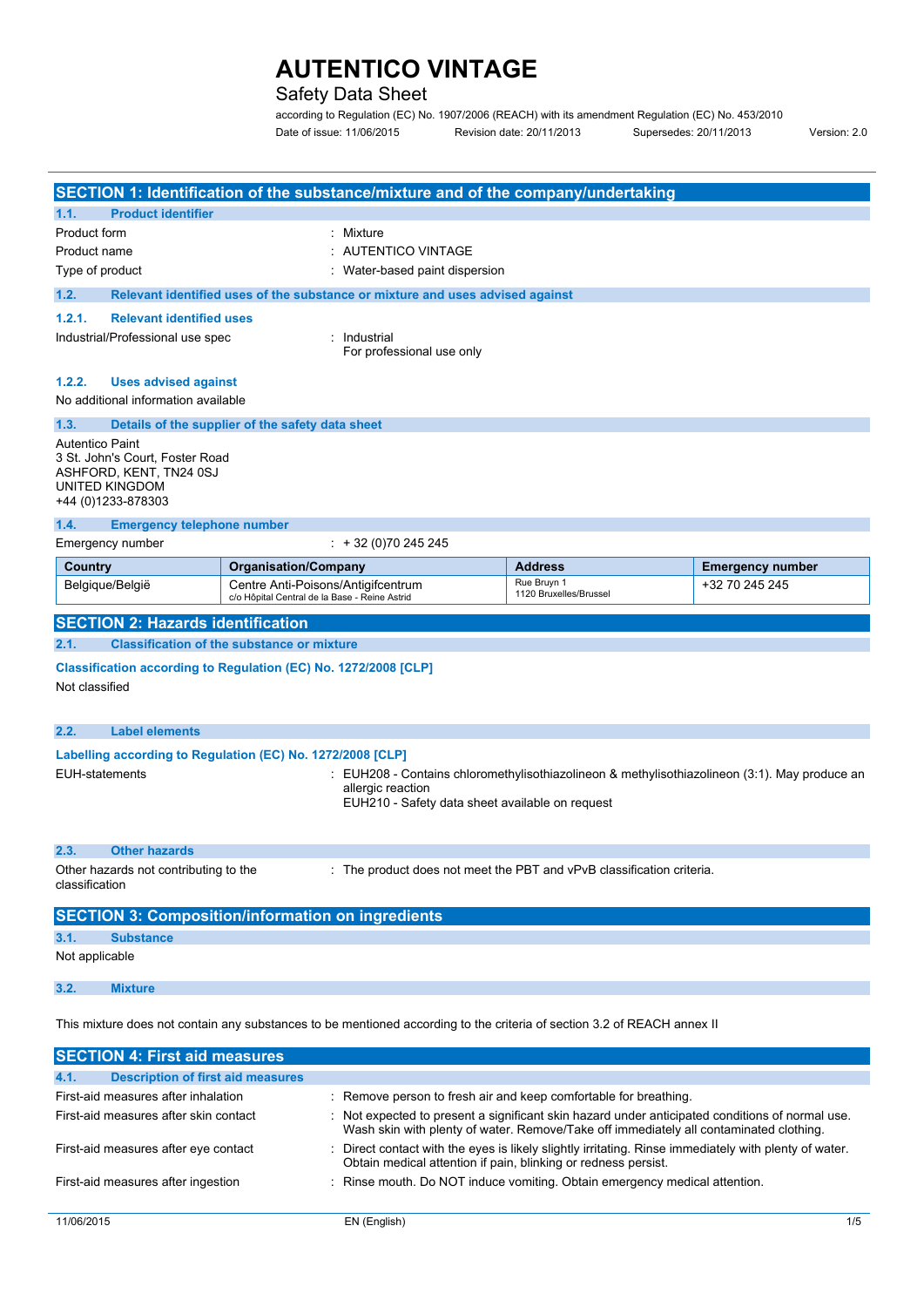# AUTENTICO VINTAGE

## Safety Data Sheet

according to Regulation (EC) No. 1907/2006 (REACH) with its amendment Regulation (EC) No. 453/2010

Date of issue: 11/06/2015 Revision date: 20/11/2013 Supersedes: 20/11/2013 Version: 2.0

## SECTION 1: Identification of the substance/mixture and of the company/undertaking

### 1.1. Product identifier

Product form : Mixture

Product name : AUTENTICO VINTAGE

Type of product : Water-based paint dispersion

### 1.2. Relevant identified uses of the substance or mixture and uses advised against

#### 1.2.1. Relevant identified uses

Industrial/Professional use spec : Industrial
For professional use only

#### 1.2.2. Uses advised against

No additional information available

### 1.3. Details of the supplier of the safety data sheet

Autentico Paint
3 St. John's Court, Foster Road
ASHFORD, KENT, TN24 0SJ
UNITED KINGDOM
+44 (0)1233-878303

### 1.4. Emergency telephone number

Emergency number : + 32 (0)70 245 245

| Country | Organisation/Company | Address | Emergency number |
|---|---|---|---|
| Belgique/België | Centre Anti-Poisons/Antigifcentrum c/o Hôpital Central de la Base - Reine Astrid | Rue Bruyn 1 1120 Bruxelles/Brussel | +32 70 245 245 |

## SECTION 2: Hazards identification

### 2.1. Classification of the substance or mixture

**Classification according to Regulation (EC) No. 1272/2008 [CLP]**

Not classified

### 2.2. Label elements

**Labelling according to Regulation (EC) No. 1272/2008 [CLP]**

EUH-statements : EUH208 - Contains chloromethylisothiazolineon & methylisothiazolineon (3:1). May produce an allergic reaction
EUH210 - Safety data sheet available on request

### 2.3. Other hazards

Other hazards not contributing to the classification : The product does not meet the PBT and vPvB classification criteria.

## SECTION 3: Composition/information on ingredients

### 3.1. Substance

Not applicable

### 3.2. Mixture

This mixture does not contain any substances to be mentioned according to the criteria of section 3.2 of REACH annex II

## SECTION 4: First aid measures

### 4.1. Description of first aid measures

First-aid measures after inhalation : Remove person to fresh air and keep comfortable for breathing.

First-aid measures after skin contact : Not expected to present a significant skin hazard under anticipated conditions of normal use. Wash skin with plenty of water. Remove/Take off immediately all contaminated clothing.

First-aid measures after eye contact : Direct contact with the eyes is likely slightly irritating. Rinse immediately with plenty of water. Obtain medical attention if pain, blinking or redness persist.

First-aid measures after ingestion : Rinse mouth. Do NOT induce vomiting. Obtain emergency medical attention.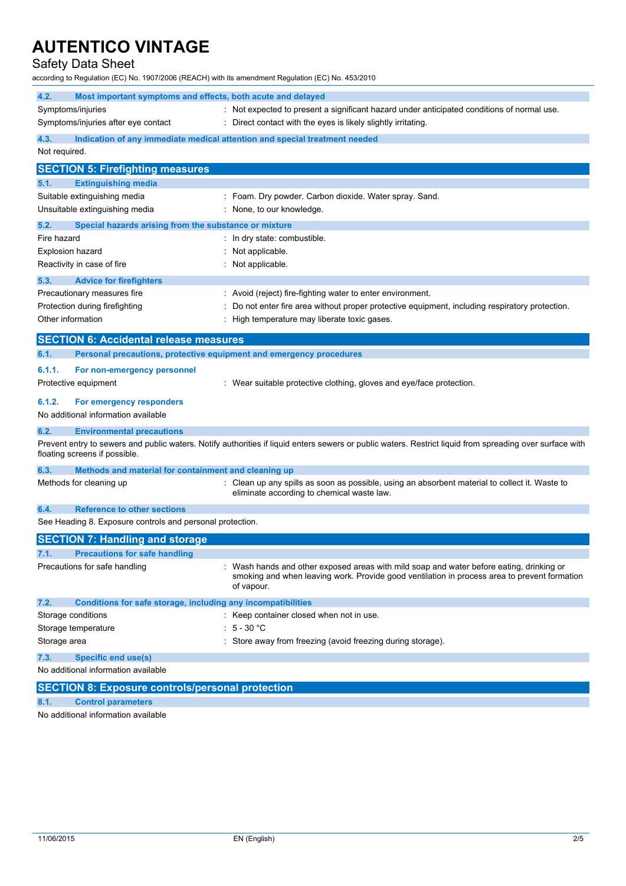### 4.2. Most important symptoms and effects, both acute and delayed

| | |
|---|---|
| Symptoms/injuries | : Not expected to present a significant hazard under anticipated conditions of normal use. |
| Symptoms/injuries after eye contact | : Direct contact with the eyes is likely slightly irritating. |

### 4.3. Indication of any immediate medical attention and special treatment needed

Not required.

## SECTION 5: Firefighting measures

### 5.1. Extinguishing media

| | |
|---|---|
| Suitable extinguishing media | : Foam. Dry powder. Carbon dioxide. Water spray. Sand. |
| Unsuitable extinguishing media | : None, to our knowledge. |

### 5.2. Special hazards arising from the substance or mixture

| | |
|---|---|
| Fire hazard | : In dry state: combustible. |
| Explosion hazard | : Not applicable. |
| Reactivity in case of fire | : Not applicable. |

### 5.3. Advice for firefighters

| | |
|---|---|
| Precautionary measures fire | : Avoid (reject) fire-fighting water to enter environment. |
| Protection during firefighting | : Do not enter fire area without proper protective equipment, including respiratory protection. |
| Other information | : High temperature may liberate toxic gases. |

## SECTION 6: Accidental release measures

### 6.1. Personal precautions, protective equipment and emergency procedures

#### 6.1.1. For non-emergency personnel

| | |
|---|---|
| Protective equipment | : Wear suitable protective clothing, gloves and eye/face protection. |

#### 6.1.2. For emergency responders

No additional information available

### 6.2. Environmental precautions

Prevent entry to sewers and public waters. Notify authorities if liquid enters sewers or public waters. Restrict liquid from spreading over surface with floating screens if possible.

### 6.3. Methods and material for containment and cleaning up

| | |
|---|---|
| Methods for cleaning up | : Clean up any spills as soon as possible, using an absorbent material to collect it. Waste to eliminate according to chemical waste law. |

### 6.4. Reference to other sections

See Heading 8. Exposure controls and personal protection.

## SECTION 7: Handling and storage

### 7.1. Precautions for safe handling

| | |
|---|---|
| Precautions for safe handling | : Wash hands and other exposed areas with mild soap and water before eating, drinking or smoking and when leaving work. Provide good ventilation in process area to prevent formation of vapour. |

### 7.2. Conditions for safe storage, including any incompatibilities

| | |
|---|---|
| Storage conditions | : Keep container closed when not in use. |
| Storage temperature | : 5 - 30 °C |
| Storage area | : Store away from freezing (avoid freezing during storage). |

### 7.3. Specific end use(s)

No additional information available

## SECTION 8: Exposure controls/personal protection

### 8.1. Control parameters

No additional information available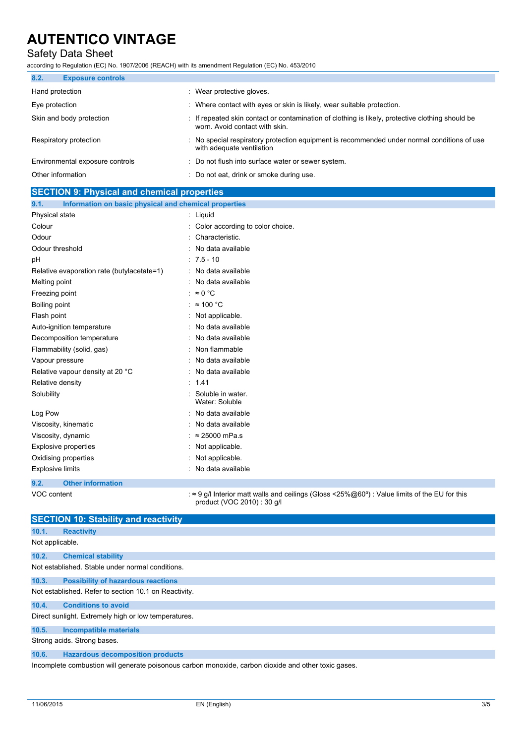### 8.2. Exposure controls

| | |
|---|---|
| Hand protection | : Wear protective gloves. |
| Eye protection | : Where contact with eyes or skin is likely, wear suitable protection. |
| Skin and body protection | : If repeated skin contact or contamination of clothing is likely, protective clothing should be worn. Avoid contact with skin. |
| Respiratory protection | : No special respiratory protection equipment is recommended under normal conditions of use with adequate ventilation |
| Environmental exposure controls | : Do not flush into surface water or sewer system. |
| Other information | : Do not eat, drink or smoke during use. |

## SECTION 9: Physical and chemical properties

### 9.1. Information on basic physical and chemical properties

| | |
|---|---|
| Physical state | : Liquid |
| Colour | : Color according to color choice. |
| Odour | : Characteristic. |
| Odour threshold | : No data available |
| pH | : 7.5 - 10 |
| Relative evaporation rate (butylacetate=1) | : No data available |
| Melting point | : No data available |
| Freezing point | : ≈ 0 °C |
| Boiling point | : ≈ 100 °C |
| Flash point | : Not applicable. |
| Auto-ignition temperature | : No data available |
| Decomposition temperature | : No data available |
| Flammability (solid, gas) | : Non flammable |
| Vapour pressure | : No data available |
| Relative vapour density at 20 °C | : No data available |
| Relative density | : 1.41 |
| Solubility | : Soluble in water. Water: Soluble |
| Log Pow | : No data available |
| Viscosity, kinematic | : No data available |
| Viscosity, dynamic | : ≈ 25000 mPa.s |
| Explosive properties | : Not applicable. |
| Oxidising properties | : Not applicable. |
| Explosive limits | : No data available |

### 9.2. Other information

| | |
|---|---|
| VOC content | : ≈ 9 g/l Interior matt walls and ceilings (Gloss <25%@60º) : Value limits of the EU for this product (VOC 2010) : 30 g/l |

## SECTION 10: Stability and reactivity

### 10.1. Reactivity

Not applicable.

### 10.2. Chemical stability

Not established. Stable under normal conditions.

### 10.3. Possibility of hazardous reactions

Not established. Refer to section 10.1 on Reactivity.

### 10.4. Conditions to avoid

Direct sunlight. Extremely high or low temperatures.

### 10.5. Incompatible materials

Strong acids. Strong bases.

### 10.6. Hazardous decomposition products

Incomplete combustion will generate poisonous carbon monoxide, carbon dioxide and other toxic gases.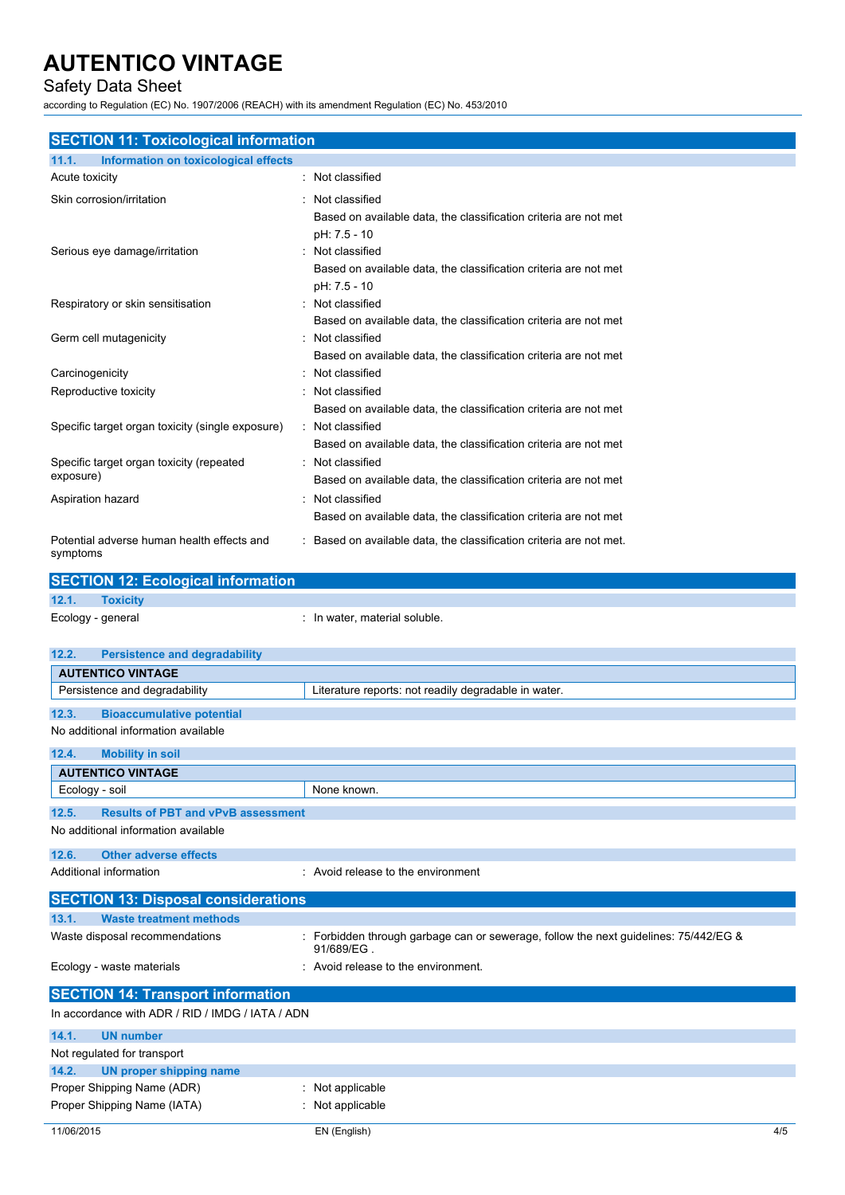## SECTION 11: Toxicological information

### 11.1. Information on toxicological effects

| | |
|---|---|
| Acute toxicity | : Not classified |
| Skin corrosion/irritation | : Not classified<br>Based on available data, the classification criteria are not met<br>pH: 7.5 - 10 |
| Serious eye damage/irritation | : Not classified<br>Based on available data, the classification criteria are not met<br>pH: 7.5 - 10 |
| Respiratory or skin sensitisation | : Not classified<br>Based on available data, the classification criteria are not met |
| Germ cell mutagenicity | : Not classified<br>Based on available data, the classification criteria are not met |
| Carcinogenicity | : Not classified |
| Reproductive toxicity | : Not classified<br>Based on available data, the classification criteria are not met |
| Specific target organ toxicity (single exposure) | : Not classified<br>Based on available data, the classification criteria are not met |
| Specific target organ toxicity (repeated exposure) | : Not classified<br>Based on available data, the classification criteria are not met |
| Aspiration hazard | : Not classified<br>Based on available data, the classification criteria are not met |
| Potential adverse human health effects and symptoms | : Based on available data, the classification criteria are not met. |

## SECTION 12: Ecological information

### 12.1. Toxicity

Ecology - general : In water, material soluble.

### 12.2. Persistence and degradability

| AUTENTICO VINTAGE | |
|---|---|
| Persistence and degradability | Literature reports: not readily degradable in water. |

### 12.3. Bioaccumulative potential

No additional information available

### 12.4. Mobility in soil

| AUTENTICO VINTAGE | |
|---|---|
| Ecology - soil | None known. |

### 12.5. Results of PBT and vPvB assessment

No additional information available

### 12.6. Other adverse effects

Additional information : Avoid release to the environment

## SECTION 13: Disposal considerations

### 13.1. Waste treatment methods

| | |
|---|---|
| Waste disposal recommendations | : Forbidden through garbage can or sewerage, follow the next guidelines: 75/442/EG & 91/689/EG . |
| Ecology - waste materials | : Avoid release to the environment. |

## SECTION 14: Transport information

In accordance with ADR / RID / IMDG / IATA / ADN

### 14.1. UN number

Not regulated for transport

### 14.2. UN proper shipping name

| | |
|---|---|
| Proper Shipping Name (ADR) | : Not applicable |
| Proper Shipping Name (IATA) | : Not applicable |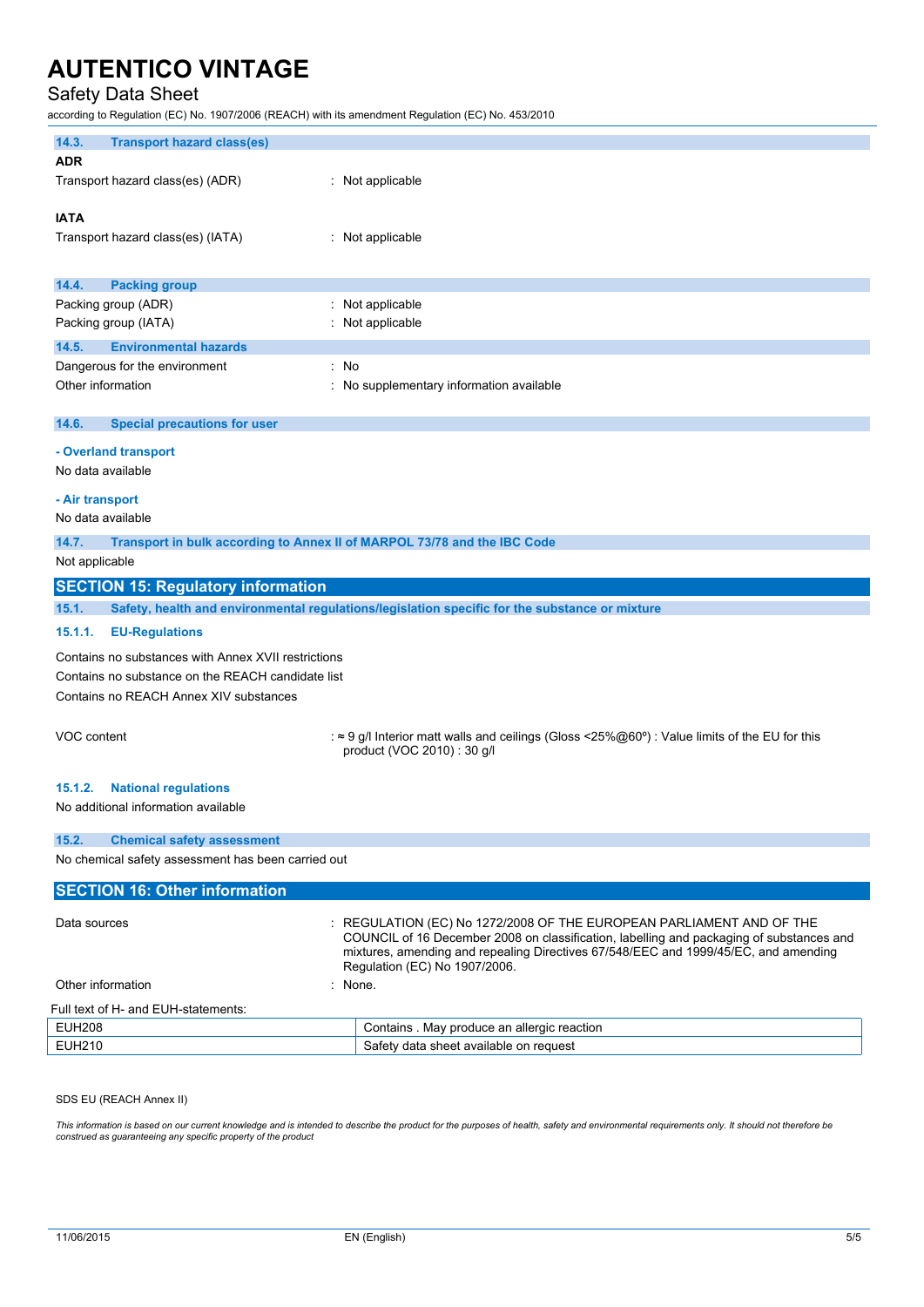### 14.3. Transport hazard class(es)

**ADR**

Transport hazard class(es) (ADR) : Not applicable

**IATA**

Transport hazard class(es) (IATA) : Not applicable

### 14.4. Packing group

Packing group (ADR) : Not applicable

Packing group (IATA) : Not applicable

### 14.5. Environmental hazards

Dangerous for the environment : No

Other information : No supplementary information available

### 14.6. Special precautions for user

**- Overland transport**

No data available

**- Air transport**

No data available

### 14.7. Transport in bulk according to Annex II of MARPOL 73/78 and the IBC Code

Not applicable

## SECTION 15: Regulatory information

### 15.1. Safety, health and environmental regulations/legislation specific for the substance or mixture

#### 15.1.1. EU-Regulations

Contains no substances with Annex XVII restrictions

Contains no substance on the REACH candidate list

Contains no REACH Annex XIV substances

VOC content : ≈ 9 g/l Interior matt walls and ceilings (Gloss <25%@60º) : Value limits of the EU for this product (VOC 2010) : 30 g/l

#### 15.1.2. National regulations

No additional information available

### 15.2. Chemical safety assessment

No chemical safety assessment has been carried out

## SECTION 16: Other information

Data sources : REGULATION (EC) No 1272/2008 OF THE EUROPEAN PARLIAMENT AND OF THE COUNCIL of 16 December 2008 on classification, labelling and packaging of substances and mixtures, amending and repealing Directives 67/548/EEC and 1999/45/EC, and amending Regulation (EC) No 1907/2006.

Other information : None.

Full text of H- and EUH-statements:

| | |
|---|---|
| EUH208 | Contains . May produce an allergic reaction |
| EUH210 | Safety data sheet available on request |

SDS EU (REACH Annex II)

*This information is based on our current knowledge and is intended to describe the product for the purposes of health, safety and environmental requirements only. It should not therefore be construed as guaranteeing any specific property of the product*